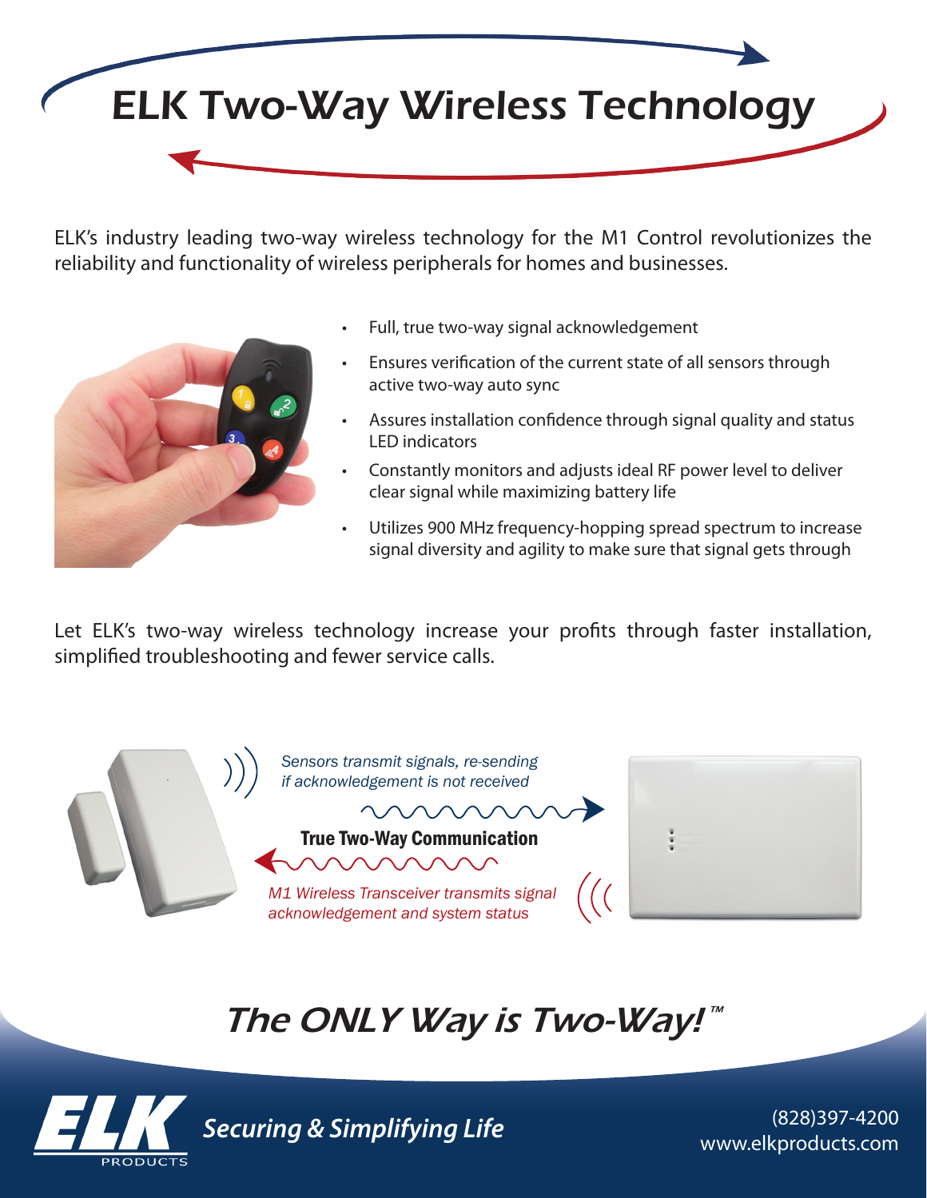# ELK Two-Way Wireless Technology

ELK's industry leading two-way wireless technology for the M1 Control revolutionizes the reliability and functionality of wireless peripherals for homes and businesses.

- Full, true two-way signal acknowledgement
- Ensures verification of the current state of all sensors through active two-way auto sync
- Assures installation confidence through signal quality and status LED indicators
- Constantly monitors and adjusts ideal RF power level to deliver clear signal while maximizing battery life
- Utilizes 900 MHz frequency-hopping spread spectrum to increase signal diversity and agility to make sure that signal gets through

Let ELK's two-way wireless technology increase your profits through faster installation, simplified troubleshooting and fewer service calls.

*Sensors transmit signals, re-sending if acknowledgement is not received*

**True Two-Way Communication**

*M1 Wireless Transceiver transmits signal acknowledgement and system status*

## *The ONLY Way is Two-Way!™*

ELK PRODUCTS

*Securing & Simplifying Life*

(828)397-4200
www.elkproducts.com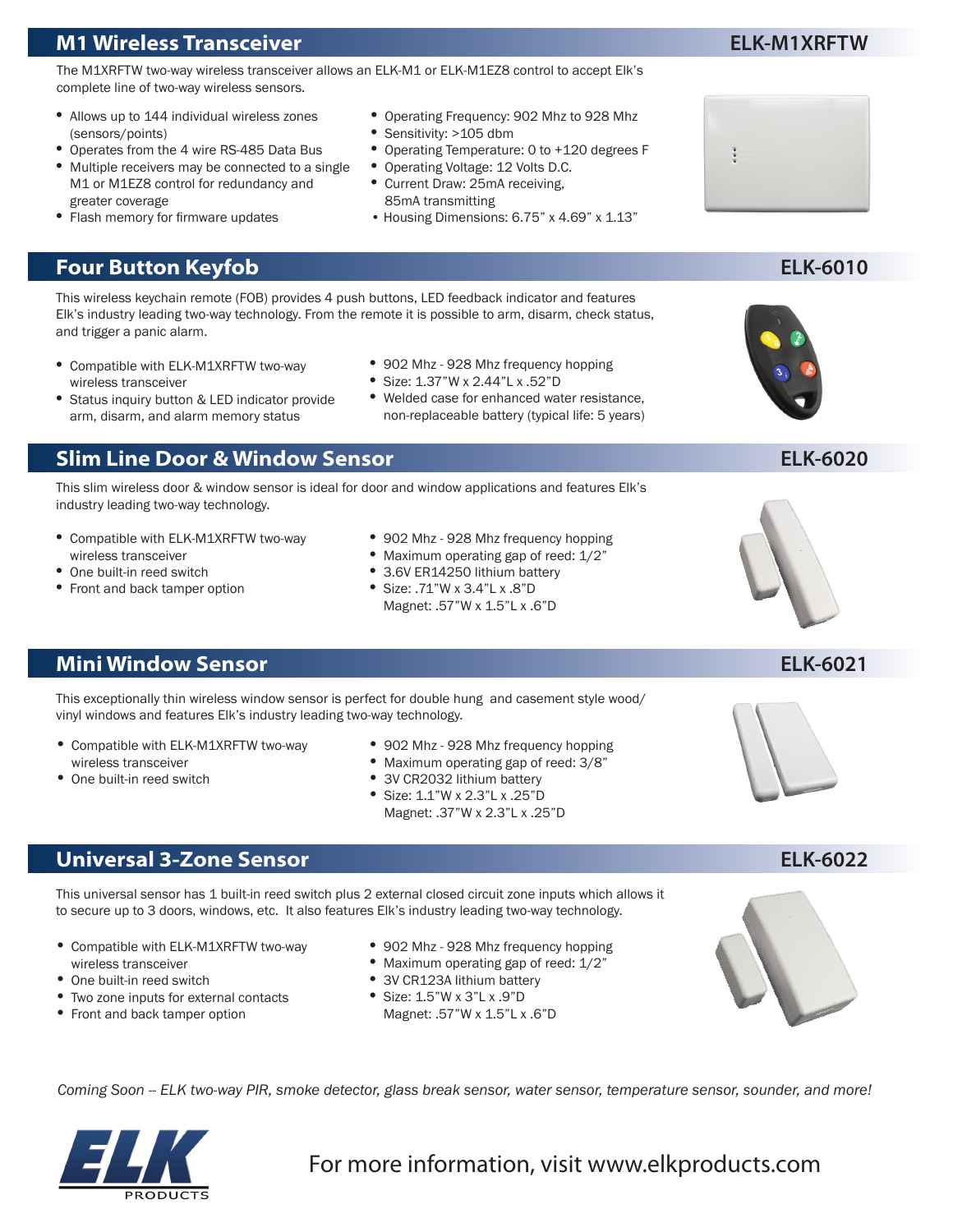## M1 Wireless Transceiver — ELK-M1XRFTW

The M1XRFTW two-way wireless transceiver allows an ELK-M1 or ELK-M1EZ8 control to accept Elk's complete line of two-way wireless sensors.

- Allows up to 144 individual wireless zones (sensors/points)
- Operates from the 4 wire RS-485 Data Bus
- Multiple receivers may be connected to a single M1 or M1EZ8 control for redundancy and greater coverage
- Flash memory for firmware updates
- Operating Frequency: 902 Mhz to 928 Mhz
- Sensitivity: >105 dbm
- Operating Temperature: 0 to +120 degrees F
- Operating Voltage: 12 Volts D.C.
- Current Draw: 25mA receiving, 85mA transmitting
- Housing Dimensions: 6.75" x 4.69" x 1.13"

## Four Button Keyfob — ELK-6010

This wireless keychain remote (FOB) provides 4 push buttons, LED feedback indicator and features Elk's industry leading two-way technology. From the remote it is possible to arm, disarm, check status, and trigger a panic alarm.

- Compatible with ELK-M1XRFTW two-way wireless transceiver
- Status inquiry button & LED indicator provide arm, disarm, and alarm memory status
- 902 Mhz - 928 Mhz frequency hopping
- Size: 1.37"W x 2.44"L x .52"D
- Welded case for enhanced water resistance, non-replaceable battery (typical life: 5 years)

## Slim Line Door & Window Sensor — ELK-6020

This slim wireless door & window sensor is ideal for door and window applications and features Elk's industry leading two-way technology.

- Compatible with ELK-M1XRFTW two-way wireless transceiver
- One built-in reed switch
- Front and back tamper option
- 902 Mhz - 928 Mhz frequency hopping
- Maximum operating gap of reed: 1/2"
- 3.6V ER14250 lithium battery
- Size: .71"W x 3.4"L x .8"D
  Magnet: .57"W x 1.5"L x .6"D

## Mini Window Sensor — ELK-6021

This exceptionally thin wireless window sensor is perfect for double hung and casement style wood/vinyl windows and features Elk's industry leading two-way technology.

- Compatible with ELK-M1XRFTW two-way wireless transceiver
- One built-in reed switch
- 902 Mhz - 928 Mhz frequency hopping
- Maximum operating gap of reed: 3/8"
- 3V CR2032 lithium battery
- Size: 1.1"W x 2.3"L x .25"D
  Magnet: .37"W x 2.3"L x .25"D

## Universal 3-Zone Sensor — ELK-6022

This universal sensor has 1 built-in reed switch plus 2 external closed circuit zone inputs which allows it to secure up to 3 doors, windows, etc. It also features Elk's industry leading two-way technology.

- Compatible with ELK-M1XRFTW two-way wireless transceiver
- One built-in reed switch
- Two zone inputs for external contacts
- Front and back tamper option
- 902 Mhz - 928 Mhz frequency hopping
- Maximum operating gap of reed: 1/2"
- 3V CR123A lithium battery
- Size: 1.5"W x 3"L x .9"D
  Magnet: .57"W x 1.5"L x .6"D

*Coming Soon -- ELK two-way PIR, smoke detector, glass break sensor, water sensor, temperature sensor, sounder, and more!*

ELK PRODUCTS

For more information, visit www.elkproducts.com